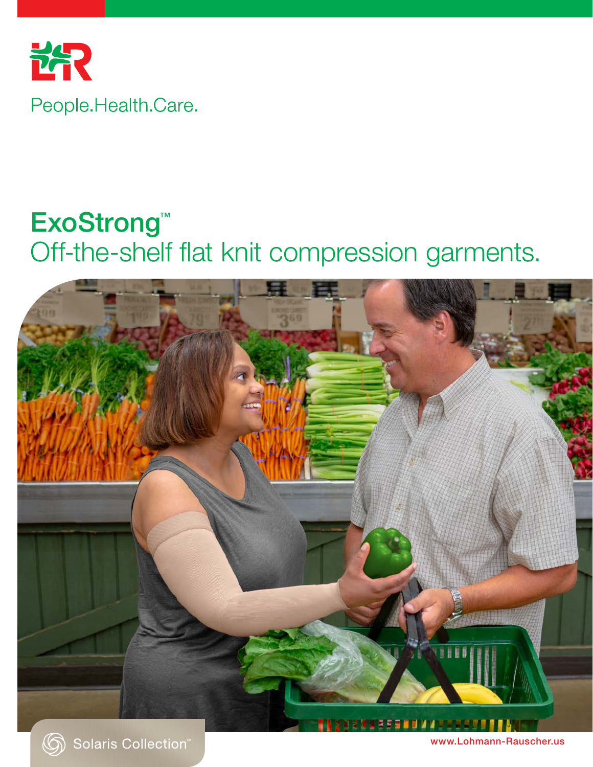People.Health.Care.

# ExoStrong™

## Off-the-shelf flat knit compression garments.

Solaris Collection™

www.Lohmann-Rauscher.us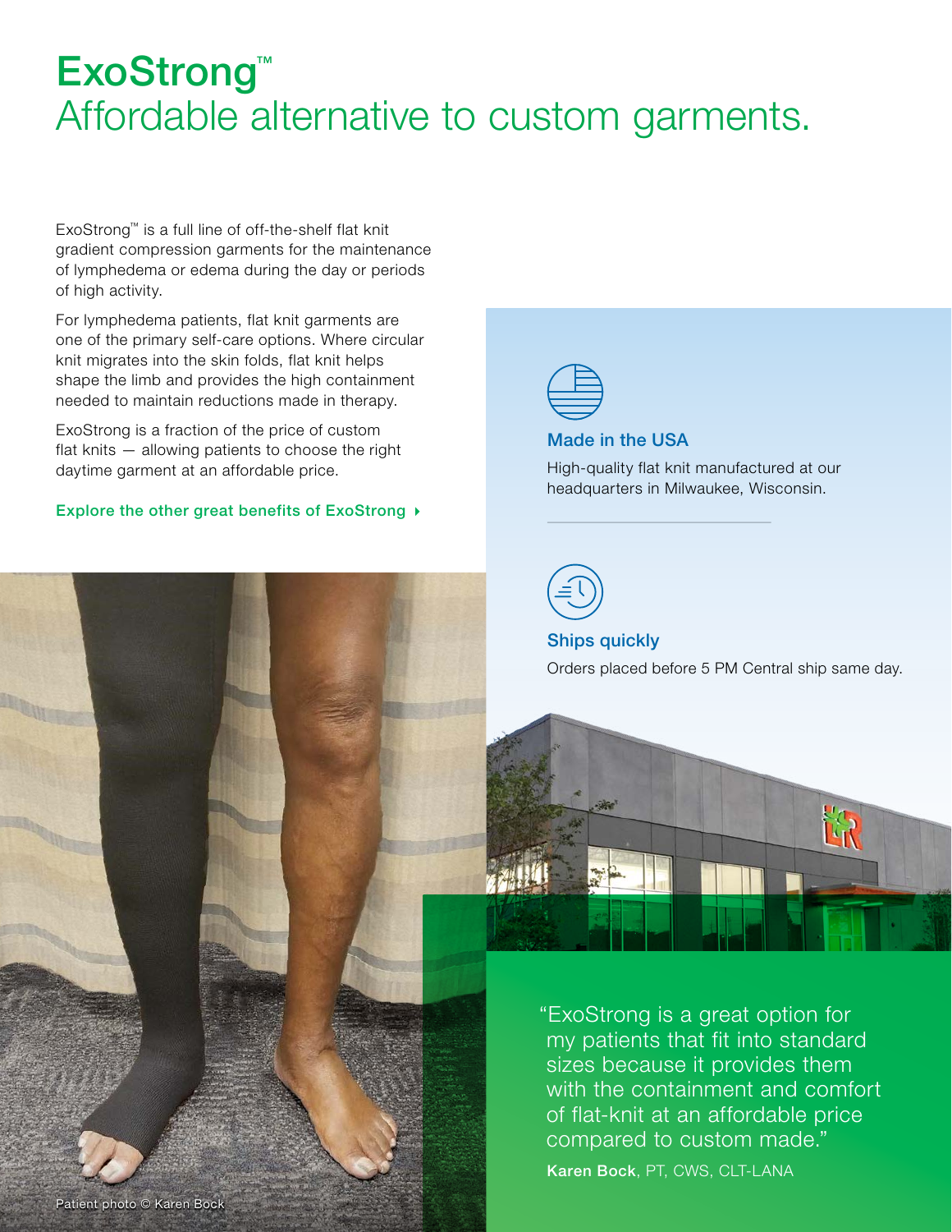# ExoStrong™

## Affordable alternative to custom garments.

ExoStrong™ is a full line of off-the-shelf flat knit gradient compression garments for the maintenance of lymphedema or edema during the day or periods of high activity.

For lymphedema patients, flat knit garments are one of the primary self-care options. Where circular knit migrates into the skin folds, flat knit helps shape the limb and provides the high containment needed to maintain reductions made in therapy.

ExoStrong is a fraction of the price of custom flat knits — allowing patients to choose the right daytime garment at an affordable price.

**Explore the other great benefits of ExoStrong ▸**

### Made in the USA

High-quality flat knit manufactured at our headquarters in Milwaukee, Wisconsin.

### Ships quickly

Orders placed before 5 PM Central ship same day.

"ExoStrong is a great option for my patients that fit into standard sizes because it provides them with the containment and comfort of flat-knit at an affordable price compared to custom made."

**Karen Bock**, PT, CWS, CLT-LANA

Patient photo © Karen Bock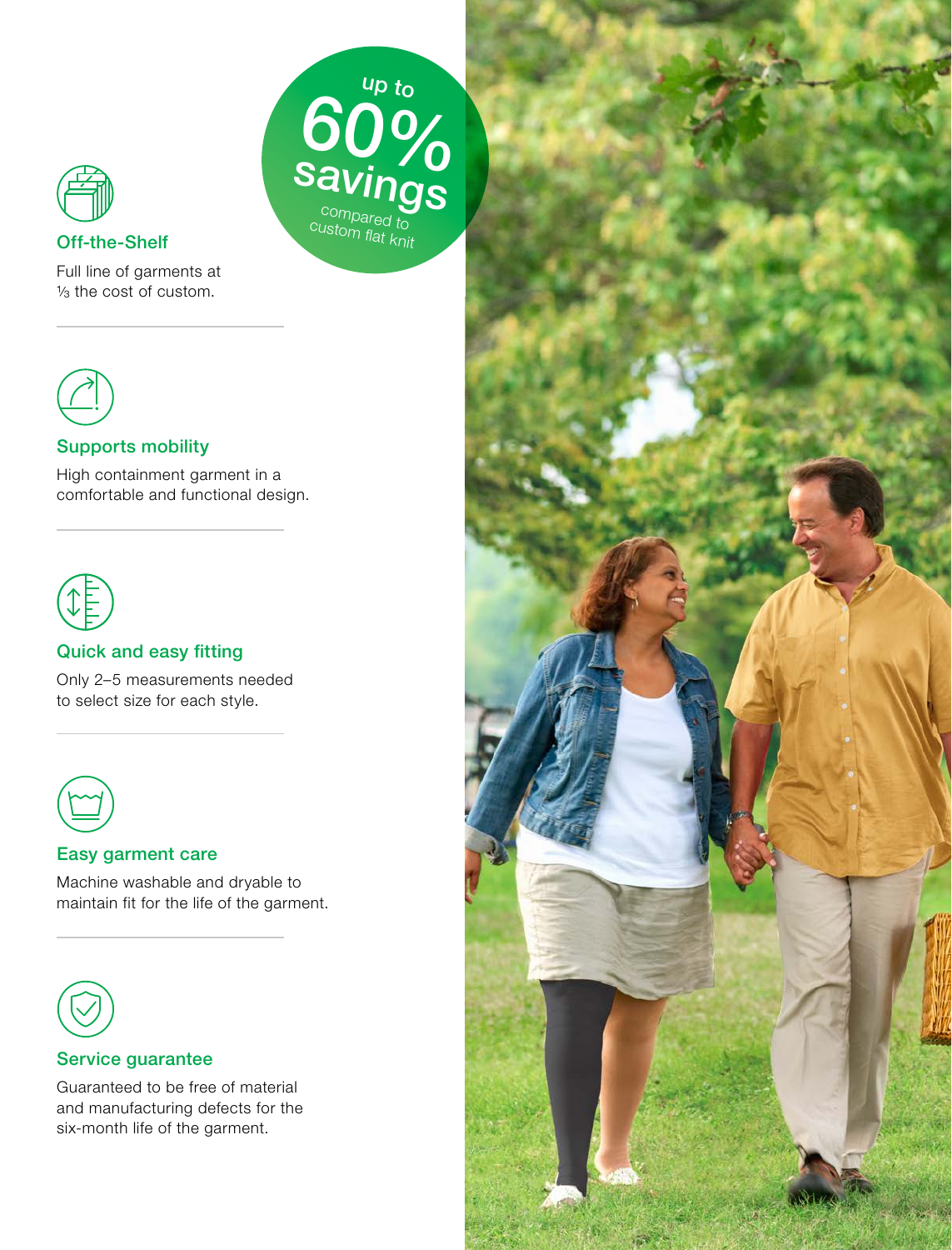**up to 60% savings** compared to custom flat knit

### Off-the-Shelf

Full line of garments at ⅓ the cost of custom.

---

### Supports mobility

High containment garment in a comfortable and functional design.

---

### Quick and easy fitting

Only 2–5 measurements needed to select size for each style.

---

### Easy garment care

Machine washable and dryable to maintain fit for the life of the garment.

---

### Service guarantee

Guaranteed to be free of material and manufacturing defects for the six-month life of the garment.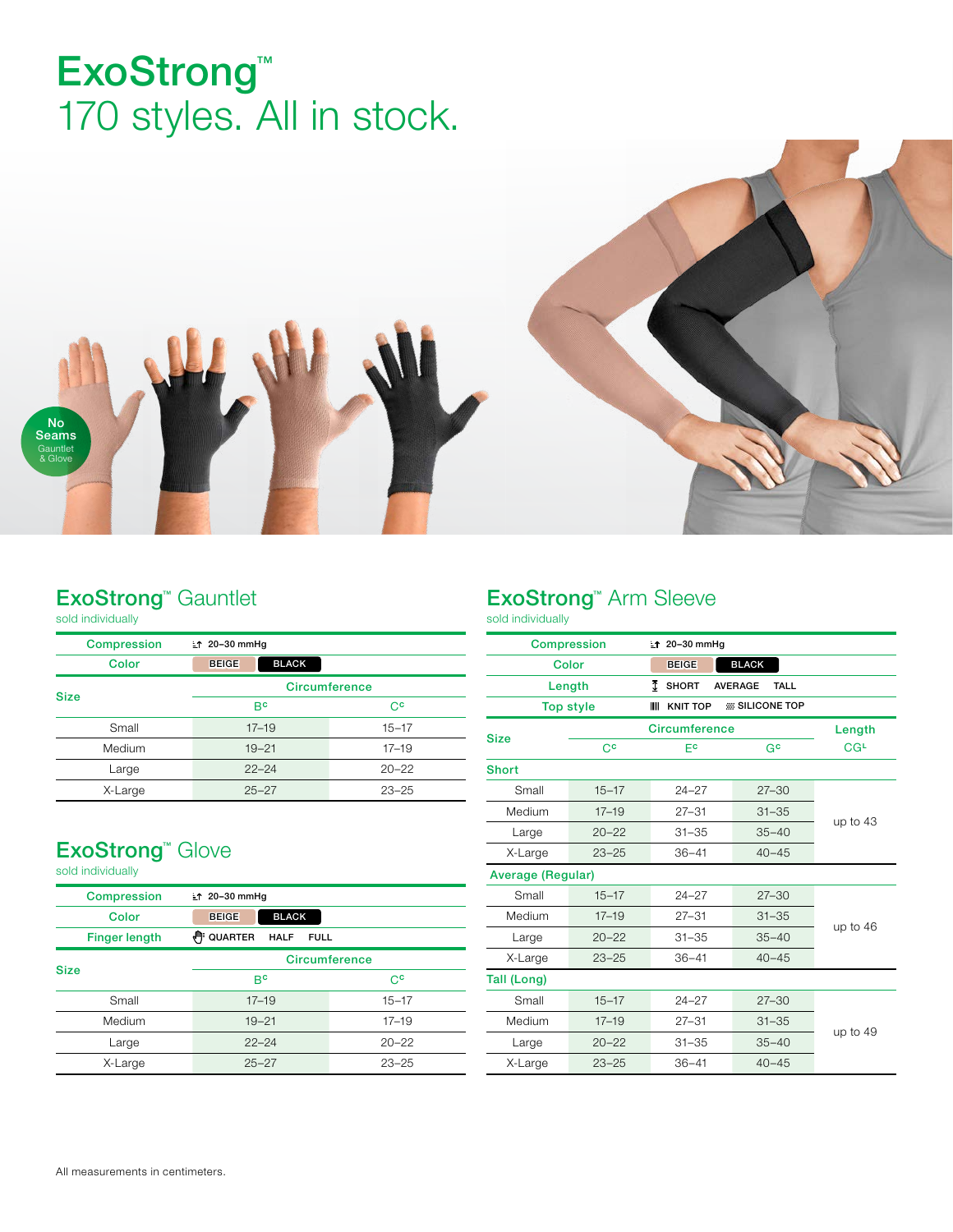# ExoStrong™
170 styles. All in stock.

No Seams
Gauntlet & Glove

## ExoStrong™ Gauntlet

sold individually

| Compression | 20–30 mmHg | |
|---|---|---|
| Color | BEIGE | BLACK |
| Size | Circumference | |
| | B[C] | C[C] |
| Small | 17–19 | 15–17 |
| Medium | 19–21 | 17–19 |
| Large | 22–24 | 20–22 |
| X-Large | 25–27 | 23–25 |

## ExoStrong™ Glove

sold individually

| Compression | 20–30 mmHg | |
|---|---|---|
| Color | BEIGE | BLACK |
| Finger length | QUARTER HALF FULL | |
| Size | Circumference | |
| | B[C] | C[C] |
| Small | 17–19 | 15–17 |
| Medium | 19–21 | 17–19 |
| Large | 22–24 | 20–22 |
| X-Large | 25–27 | 23–25 |

## ExoStrong™ Arm Sleeve

sold individually

| Compression | 20–30 mmHg | | | |
|---|---|---|---|---|
| Color | BEIGE | BLACK | | |
| Length | SHORT | AVERAGE | TALL | |
| Top style | KNIT TOP | SILICONE TOP | | |
| Size | Circumference | | | Length |
| | C[C] | E[C] | G[C] | CG[L] |
| **Short** | | | | |
| Small | 15–17 | 24–27 | 27–30 | up to 43 |
| Medium | 17–19 | 27–31 | 31–35 | |
| Large | 20–22 | 31–35 | 35–40 | |
| X-Large | 23–25 | 36–41 | 40–45 | |
| **Average (Regular)** | | | | |
| Small | 15–17 | 24–27 | 27–30 | up to 46 |
| Medium | 17–19 | 27–31 | 31–35 | |
| Large | 20–22 | 31–35 | 35–40 | |
| X-Large | 23–25 | 36–41 | 40–45 | |
| **Tall (Long)** | | | | |
| Small | 15–17 | 24–27 | 27–30 | up to 49 |
| Medium | 17–19 | 27–31 | 31–35 | |
| Large | 20–22 | 31–35 | 35–40 | |
| X-Large | 23–25 | 36–41 | 40–45 | |

All measurements in centimeters.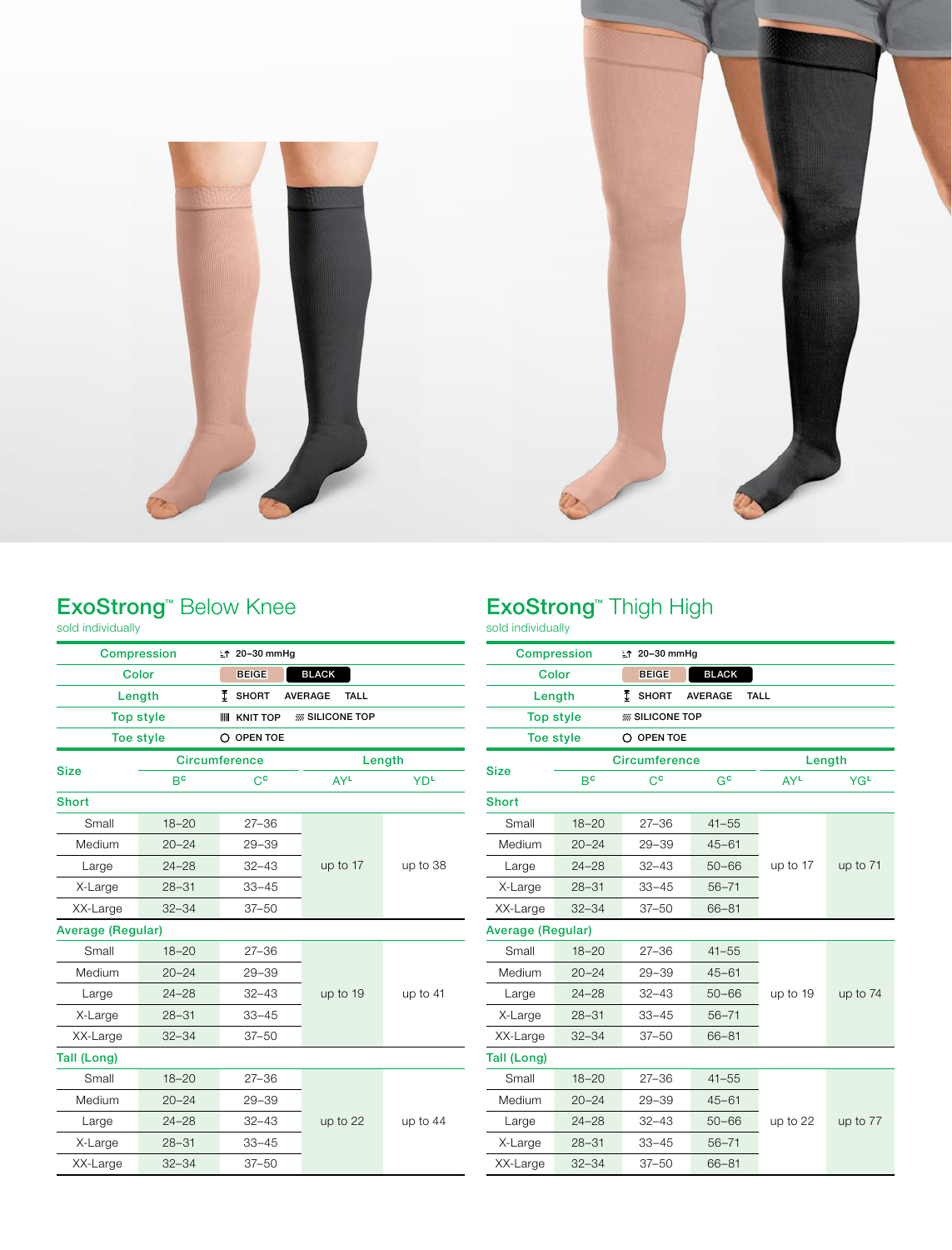## ExoStrong™ Below Knee

sold individually

| Compression | 20–30 mmHg |
|---|---|
| Color | BEIGE BLACK |
| Length | SHORT AVERAGE TALL |
| Top style | KNIT TOP SILICONE TOP |
| Toe style | OPEN TOE |

| Size | Circumference | | Length | |
|---|---|---|---|---|
| | B[c] | C[c] | AY[L] | YD[L] |
| **Short** | | | | |
| Small | 18–20 | 27–36 | up to 17 | up to 38 |
| Medium | 20–24 | 29–39 | | |
| Large | 24–28 | 32–43 | | |
| X-Large | 28–31 | 33–45 | | |
| XX-Large | 32–34 | 37–50 | | |
| **Average (Regular)** | | | | |
| Small | 18–20 | 27–36 | up to 19 | up to 41 |
| Medium | 20–24 | 29–39 | | |
| Large | 24–28 | 32–43 | | |
| X-Large | 28–31 | 33–45 | | |
| XX-Large | 32–34 | 37–50 | | |
| **Tall (Long)** | | | | |
| Small | 18–20 | 27–36 | up to 22 | up to 44 |
| Medium | 20–24 | 29–39 | | |
| Large | 24–28 | 32–43 | | |
| X-Large | 28–31 | 33–45 | | |
| XX-Large | 32–34 | 37–50 | | |

## ExoStrong™ Thigh High

sold individually

| Compression | 20–30 mmHg |
|---|---|
| Color | BEIGE BLACK |
| Length | SHORT AVERAGE TALL |
| Top style | SILICONE TOP |
| Toe style | OPEN TOE |

| Size | Circumference | | | Length | |
|---|---|---|---|---|---|
| | B[c] | C[c] | G[c] | AY[L] | YG[L] |
| **Short** | | | | | |
| Small | 18–20 | 27–36 | 41–55 | up to 17 | up to 71 |
| Medium | 20–24 | 29–39 | 45–61 | | |
| Large | 24–28 | 32–43 | 50–66 | | |
| X-Large | 28–31 | 33–45 | 56–71 | | |
| XX-Large | 32–34 | 37–50 | 66–81 | | |
| **Average (Regular)** | | | | | |
| Small | 18–20 | 27–36 | 41–55 | up to 19 | up to 74 |
| Medium | 20–24 | 29–39 | 45–61 | | |
| Large | 24–28 | 32–43 | 50–66 | | |
| X-Large | 28–31 | 33–45 | 56–71 | | |
| XX-Large | 32–34 | 37–50 | 66–81 | | |
| **Tall (Long)** | | | | | |
| Small | 18–20 | 27–36 | 41–55 | up to 22 | up to 77 |
| Medium | 20–24 | 29–39 | 45–61 | | |
| Large | 24–28 | 32–43 | 50–66 | | |
| X-Large | 28–31 | 33–45 | 56–71 | | |
| XX-Large | 32–34 | 37–50 | 66–81 | | |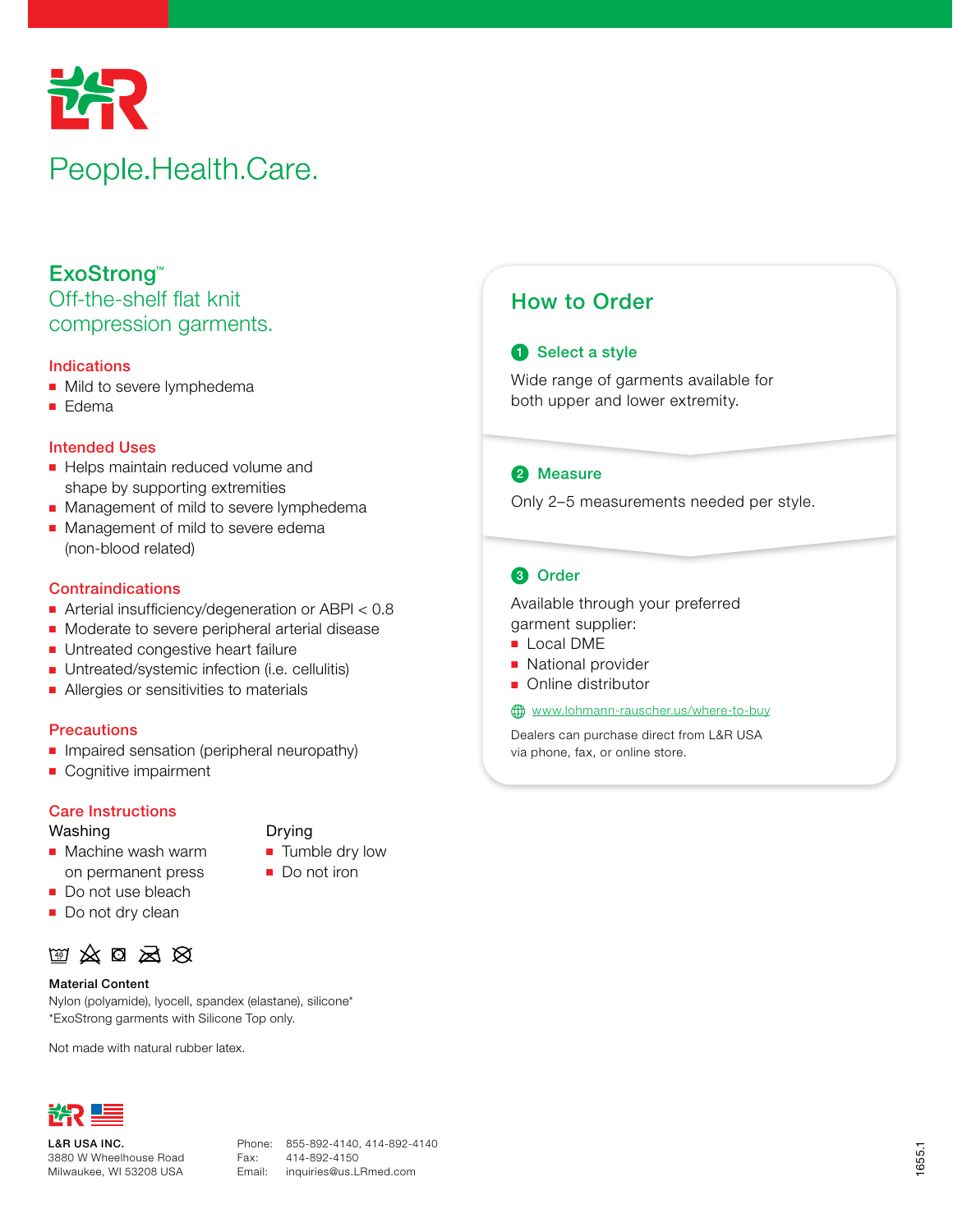People.Health.Care.

## ExoStrong™

### Off-the-shelf flat knit compression garments.

#### Indications

- Mild to severe lymphedema
- Edema

#### Intended Uses

- Helps maintain reduced volume and shape by supporting extremities
- Management of mild to severe lymphedema
- Management of mild to severe edema (non-blood related)

#### Contraindications

- Arterial insufficiency/degeneration or ABPI < 0.8
- Moderate to severe peripheral arterial disease
- Untreated congestive heart failure
- Untreated/systemic infection (i.e. cellulitis)
- Allergies or sensitivities to materials

#### Precautions

- Impaired sensation (peripheral neuropathy)
- Cognitive impairment

#### Care Instructions

Washing

- Machine wash warm on permanent press
- Do not use bleach
- Do not dry clean

Drying

- Tumble dry low
- Do not iron

**Material Content**

Nylon (polyamide), lyocell, spandex (elastane), silicone*
*ExoStrong garments with Silicone Top only.

Not made with natural rubber latex.

## How to Order

### 1 Select a style

Wide range of garments available for both upper and lower extremity.

### 2 Measure

Only 2–5 measurements needed per style.

### 3 Order

Available through your preferred garment supplier:

- Local DME
- National provider
- Online distributor

www.lohmann-rauscher.us/where-to-buy

Dealers can purchase direct from L&R USA via phone, fax, or online store.

**L&R USA INC.**
3880 W Wheelhouse Road
Milwaukee, WI 53208 USA

Phone: 855-892-4140, 414-892-4140
Fax: 414-892-4150
Email: inquiries@us.LRmed.com

1655.1